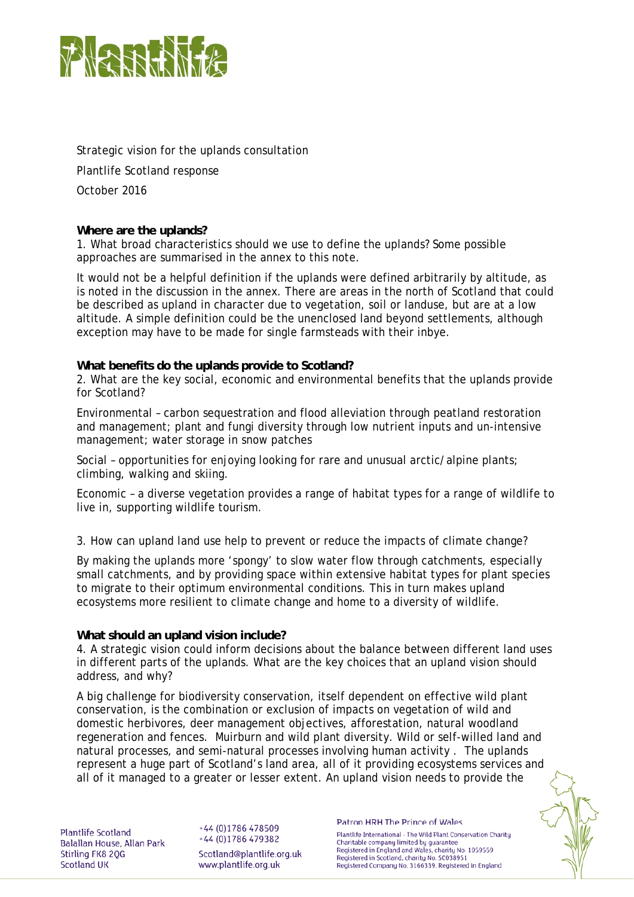Plantlife

Strategic vision for the uplands consultation

Plantlife Scotland response

October 2016

**Where are the uplands?**

1. What broad characteristics should we use to define the uplands? Some possible approaches are summarised in the annex to this note.

It would not be a helpful definition if the uplands were defined arbitrarily by altitude, as is noted in the discussion in the annex. There are areas in the north of Scotland that could be described as upland in character due to vegetation, soil or landuse, but are at a low altitude. A simple definition could be the unenclosed land beyond settlements, although exception may have to be made for single farmsteads with their inbye.

**What benefits do the uplands provide to Scotland?**

2. What are the key social, economic and environmental benefits that the uplands provide for Scotland?

Environmental – carbon sequestration and flood alleviation through peatland restoration and management; plant and fungi diversity through low nutrient inputs and un-intensive management; water storage in snow patches

Social – opportunities for enjoying looking for rare and unusual arctic/alpine plants; climbing, walking and skiing.

Economic – a diverse vegetation provides a range of habitat types for a range of wildlife to live in, supporting wildlife tourism.

3. How can upland land use help to prevent or reduce the impacts of climate change?

By making the uplands more 'spongy' to slow water flow through catchments, especially small catchments, and by providing space within extensive habitat types for plant species to migrate to their optimum environmental conditions. This in turn makes upland ecosystems more resilient to climate change and home to a diversity of wildlife.

**What should an upland vision include?**

4. A strategic vision could inform decisions about the balance between different land uses in different parts of the uplands. What are the key choices that an upland vision should address, and why?

A big challenge for biodiversity conservation, itself dependent on effective wild plant conservation, is the combination or exclusion of impacts on vegetation of wild and domestic herbivores, deer management objectives, afforestation, natural woodland regeneration and fences. Muirburn and wild plant diversity. Wild or self-willed land and natural processes, and semi-natural processes involving human activity . The uplands represent a huge part of Scotland's land area, all of it providing ecosystems services and all of it managed to a greater or lesser extent. An upland vision needs to provide the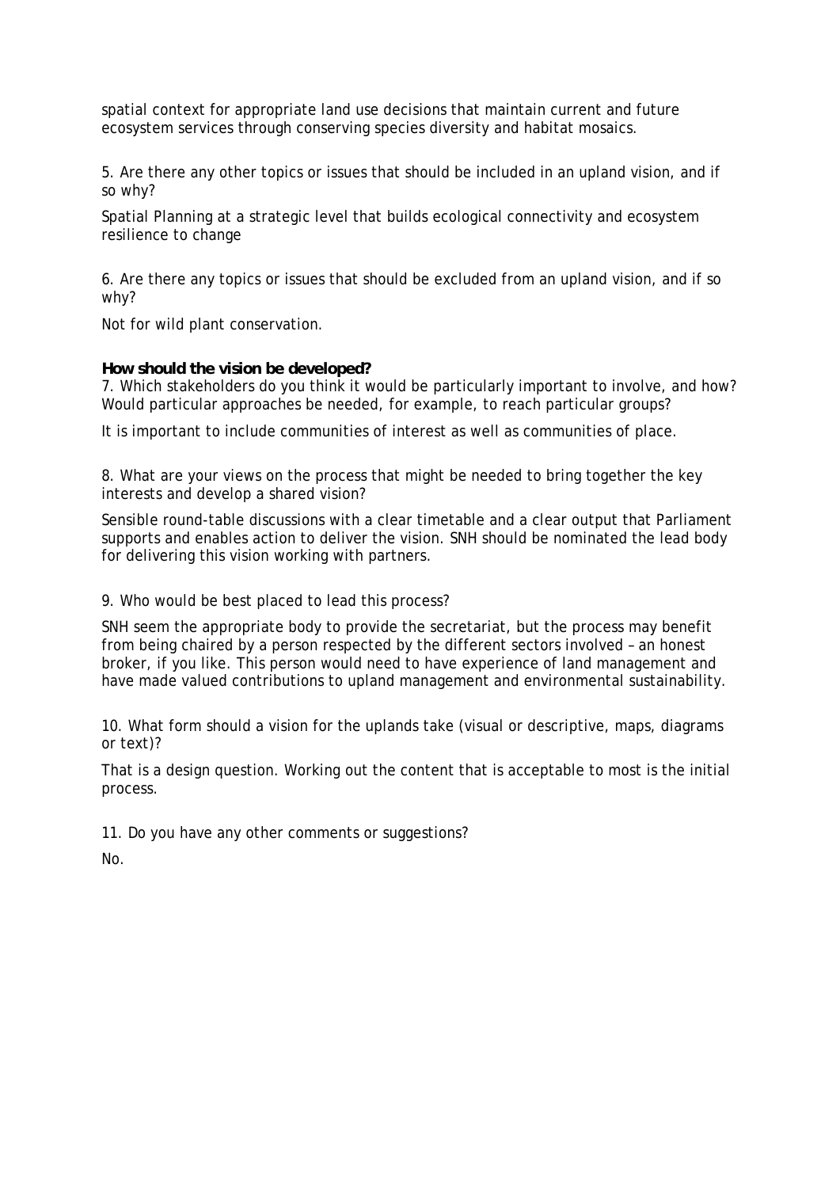spatial context for appropriate land use decisions that maintain current and future ecosystem services through conserving species diversity and habitat mosaics.

5. Are there any other topics or issues that should be included in an upland vision, and if so why?

Spatial Planning at a strategic level that builds ecological connectivity and ecosystem resilience to change

6. Are there any topics or issues that should be excluded from an upland vision, and if so why?

Not for wild plant conservation.

**How should the vision be developed?**

7. Which stakeholders do you think it would be particularly important to involve, and how? Would particular approaches be needed, for example, to reach particular groups?

It is important to include communities of interest as well as communities of place.

8. What are your views on the process that might be needed to bring together the key interests and develop a shared vision?

Sensible round-table discussions with a clear timetable and a clear output that Parliament supports and enables action to deliver the vision. SNH should be nominated the lead body for delivering this vision working with partners.

9. Who would be best placed to lead this process?

SNH seem the appropriate body to provide the secretariat, but the process may benefit from being chaired by a person respected by the different sectors involved – an honest broker, if you like. This person would need to have experience of land management and have made valued contributions to upland management and environmental sustainability.

10. What form should a vision for the uplands take (visual or descriptive, maps, diagrams or text)?

That is a design question. Working out the content that is acceptable to most is the initial process.

11. Do you have any other comments or suggestions?

No.